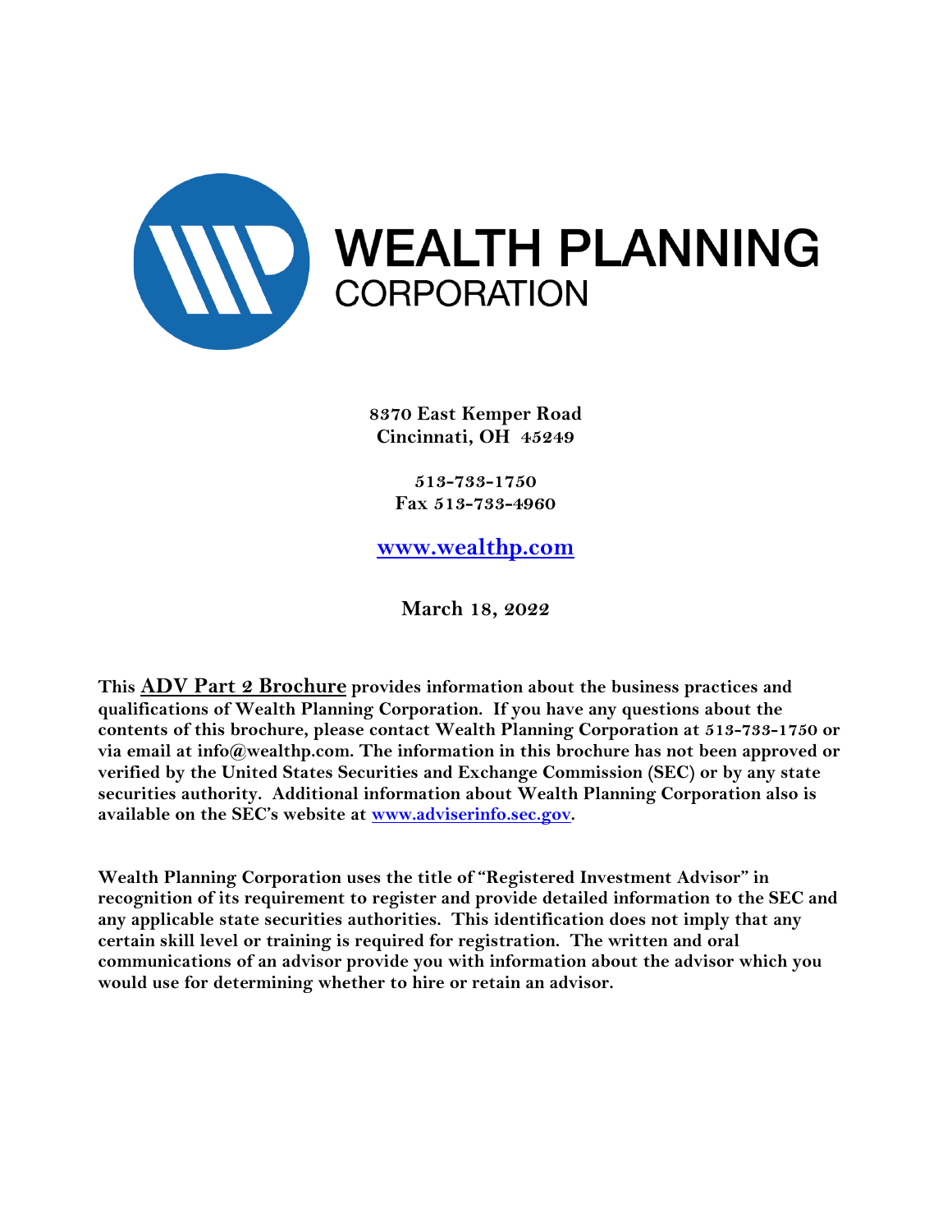# WEALTH PLANNING
## CORPORATION

**8370 East Kemper Road**
**Cincinnati, OH 45249**

**513-733-1750**
**Fax 513-733-4960**

**www.wealthp.com**

**March 18, 2022**

**This ADV Part 2 Brochure provides information about the business practices and qualifications of Wealth Planning Corporation. If you have any questions about the contents of this brochure, please contact Wealth Planning Corporation at 513-733-1750 or via email at info@wealthp.com. The information in this brochure has not been approved or verified by the United States Securities and Exchange Commission (SEC) or by any state securities authority. Additional information about Wealth Planning Corporation also is available on the SEC's website at www.adviserinfo.sec.gov.**

**Wealth Planning Corporation uses the title of "Registered Investment Advisor" in recognition of its requirement to register and provide detailed information to the SEC and any applicable state securities authorities. This identification does not imply that any certain skill level or training is required for registration. The written and oral communications of an advisor provide you with information about the advisor which you would use for determining whether to hire or retain an advisor.**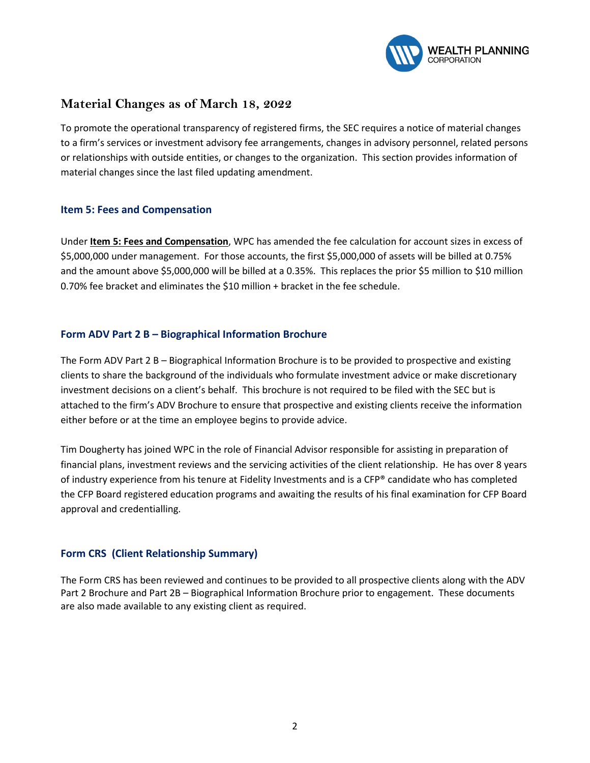## Material Changes as of March 18, 2022

To promote the operational transparency of registered firms, the SEC requires a notice of material changes to a firm's services or investment advisory fee arrangements, changes in advisory personnel, related persons or relationships with outside entities, or changes to the organization. This section provides information of material changes since the last filed updating amendment.

### Item 5: Fees and Compensation

Under **Item 5: Fees and Compensation**, WPC has amended the fee calculation for account sizes in excess of $5,000,000 under management. For those accounts, the first $5,000,000 of assets will be billed at 0.75% and the amount above $5,000,000 will be billed at a 0.35%. This replaces the prior $5 million to $10 million 0.70% fee bracket and eliminates the $10 million + bracket in the fee schedule.

### Form ADV Part 2 B – Biographical Information Brochure

The Form ADV Part 2 B – Biographical Information Brochure is to be provided to prospective and existing clients to share the background of the individuals who formulate investment advice or make discretionary investment decisions on a client's behalf. This brochure is not required to be filed with the SEC but is attached to the firm's ADV Brochure to ensure that prospective and existing clients receive the information either before or at the time an employee begins to provide advice.

Tim Dougherty has joined WPC in the role of Financial Advisor responsible for assisting in preparation of financial plans, investment reviews and the servicing activities of the client relationship. He has over 8 years of industry experience from his tenure at Fidelity Investments and is a CFP® candidate who has completed the CFP Board registered education programs and awaiting the results of his final examination for CFP Board approval and credentialling.

### Form CRS (Client Relationship Summary)

The Form CRS has been reviewed and continues to be provided to all prospective clients along with the ADV Part 2 Brochure and Part 2B – Biographical Information Brochure prior to engagement. These documents are also made available to any existing client as required.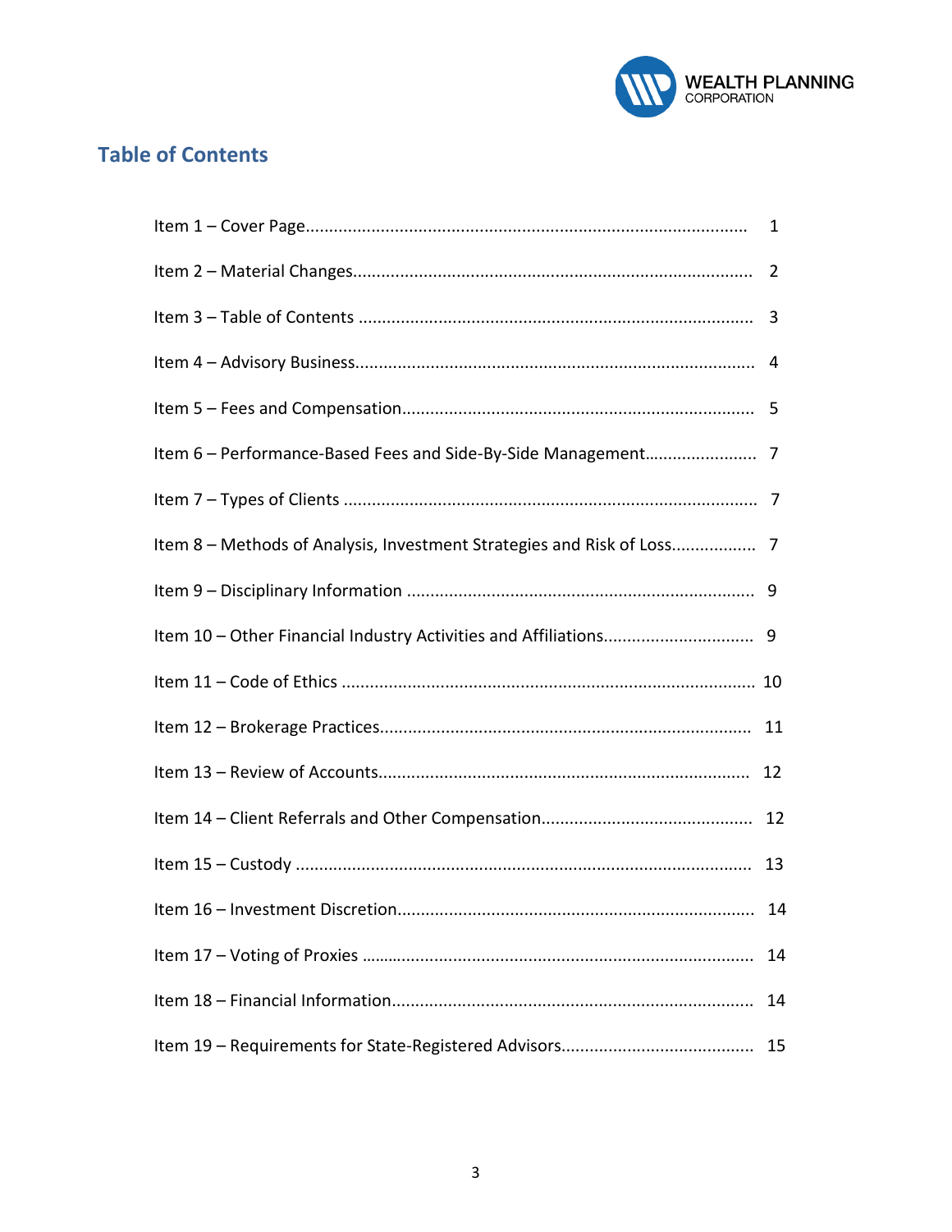## Table of Contents

| | |
|---|---|
| Item 1 – Cover Page | 1 |
| Item 2 – Material Changes | 2 |
| Item 3 – Table of Contents | 3 |
| Item 4 – Advisory Business | 4 |
| Item 5 – Fees and Compensation | 5 |
| Item 6 – Performance-Based Fees and Side-By-Side Management | 7 |
| Item 7 – Types of Clients | 7 |
| Item 8 – Methods of Analysis, Investment Strategies and Risk of Loss | 7 |
| Item 9 – Disciplinary Information | 9 |
| Item 10 – Other Financial Industry Activities and Affiliations | 9 |
| Item 11 – Code of Ethics | 10 |
| Item 12 – Brokerage Practices | 11 |
| Item 13 – Review of Accounts | 12 |
| Item 14 – Client Referrals and Other Compensation | 12 |
| Item 15 – Custody | 13 |
| Item 16 – Investment Discretion | 14 |
| Item 17 – Voting of Proxies | 14 |
| Item 18 – Financial Information | 14 |
| Item 19 – Requirements for State-Registered Advisors | 15 |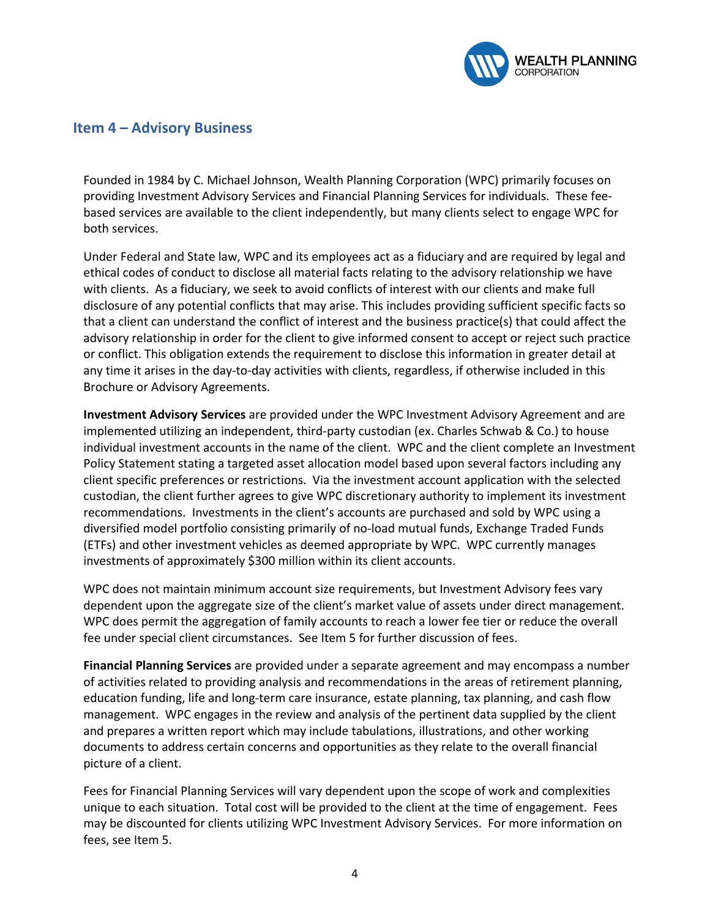## Item 4 – Advisory Business

Founded in 1984 by C. Michael Johnson, Wealth Planning Corporation (WPC) primarily focuses on providing Investment Advisory Services and Financial Planning Services for individuals. These fee-based services are available to the client independently, but many clients select to engage WPC for both services.

Under Federal and State law, WPC and its employees act as a fiduciary and are required by legal and ethical codes of conduct to disclose all material facts relating to the advisory relationship we have with clients. As a fiduciary, we seek to avoid conflicts of interest with our clients and make full disclosure of any potential conflicts that may arise. This includes providing sufficient specific facts so that a client can understand the conflict of interest and the business practice(s) that could affect the advisory relationship in order for the client to give informed consent to accept or reject such practice or conflict. This obligation extends the requirement to disclose this information in greater detail at any time it arises in the day-to-day activities with clients, regardless, if otherwise included in this Brochure or Advisory Agreements.

**Investment Advisory Services** are provided under the WPC Investment Advisory Agreement and are implemented utilizing an independent, third-party custodian (ex. Charles Schwab & Co.) to house individual investment accounts in the name of the client. WPC and the client complete an Investment Policy Statement stating a targeted asset allocation model based upon several factors including any client specific preferences or restrictions. Via the investment account application with the selected custodian, the client further agrees to give WPC discretionary authority to implement its investment recommendations. Investments in the client's accounts are purchased and sold by WPC using a diversified model portfolio consisting primarily of no-load mutual funds, Exchange Traded Funds (ETFs) and other investment vehicles as deemed appropriate by WPC. WPC currently manages investments of approximately $300 million within its client accounts.

WPC does not maintain minimum account size requirements, but Investment Advisory fees vary dependent upon the aggregate size of the client's market value of assets under direct management. WPC does permit the aggregation of family accounts to reach a lower fee tier or reduce the overall fee under special client circumstances. See Item 5 for further discussion of fees.

**Financial Planning Services** are provided under a separate agreement and may encompass a number of activities related to providing analysis and recommendations in the areas of retirement planning, education funding, life and long-term care insurance, estate planning, tax planning, and cash flow management. WPC engages in the review and analysis of the pertinent data supplied by the client and prepares a written report which may include tabulations, illustrations, and other working documents to address certain concerns and opportunities as they relate to the overall financial picture of a client.

Fees for Financial Planning Services will vary dependent upon the scope of work and complexities unique to each situation. Total cost will be provided to the client at the time of engagement. Fees may be discounted for clients utilizing WPC Investment Advisory Services. For more information on fees, see Item 5.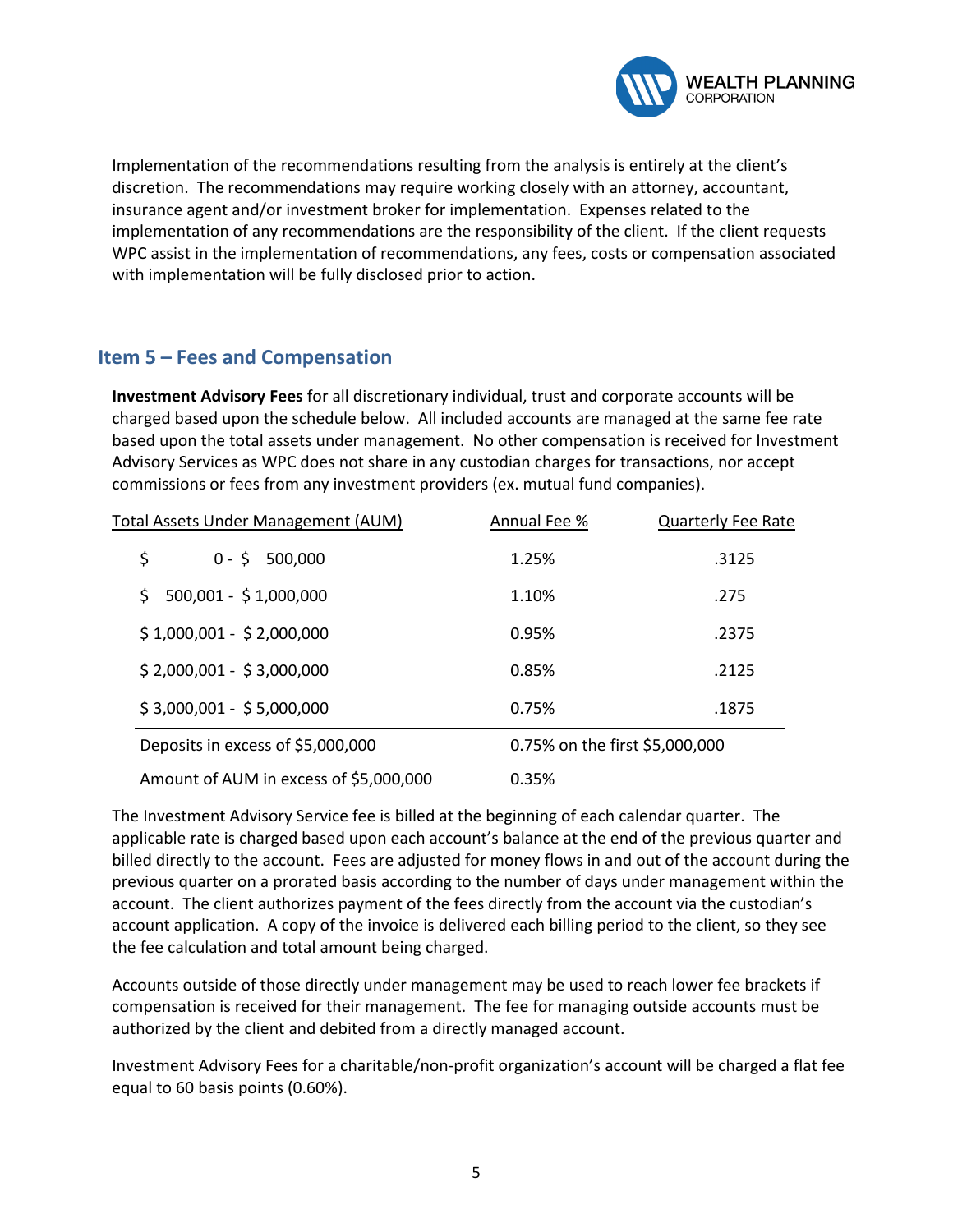Implementation of the recommendations resulting from the analysis is entirely at the client's discretion. The recommendations may require working closely with an attorney, accountant, insurance agent and/or investment broker for implementation. Expenses related to the implementation of any recommendations are the responsibility of the client. If the client requests WPC assist in the implementation of recommendations, any fees, costs or compensation associated with implementation will be fully disclosed prior to action.

## Item 5 – Fees and Compensation

**Investment Advisory Fees** for all discretionary individual, trust and corporate accounts will be charged based upon the schedule below. All included accounts are managed at the same fee rate based upon the total assets under management. No other compensation is received for Investment Advisory Services as WPC does not share in any custodian charges for transactions, nor accept commissions or fees from any investment providers (ex. mutual fund companies).

| Total Assets Under Management (AUM) | Annual Fee % | Quarterly Fee Rate |
|---|---|---|
| $ 0 - $ 500,000 | 1.25% | .3125 |
| $ 500,001 - $ 1,000,000 | 1.10% | .275 |
| $ 1,000,001 - $ 2,000,000 | 0.95% | .2375 |
| $ 2,000,001 - $ 3,000,000 | 0.85% | .2125 |
| $ 3,000,001 - $ 5,000,000 | 0.75% | .1875 |
| Deposits in excess of $5,000,000 | 0.75% on the first $5,000,000 | |
| Amount of AUM in excess of $5,000,000 | 0.35% | |

The Investment Advisory Service fee is billed at the beginning of each calendar quarter. The applicable rate is charged based upon each account's balance at the end of the previous quarter and billed directly to the account. Fees are adjusted for money flows in and out of the account during the previous quarter on a prorated basis according to the number of days under management within the account. The client authorizes payment of the fees directly from the account via the custodian's account application. A copy of the invoice is delivered each billing period to the client, so they see the fee calculation and total amount being charged.

Accounts outside of those directly under management may be used to reach lower fee brackets if compensation is received for their management. The fee for managing outside accounts must be authorized by the client and debited from a directly managed account.

Investment Advisory Fees for a charitable/non-profit organization's account will be charged a flat fee equal to 60 basis points (0.60%).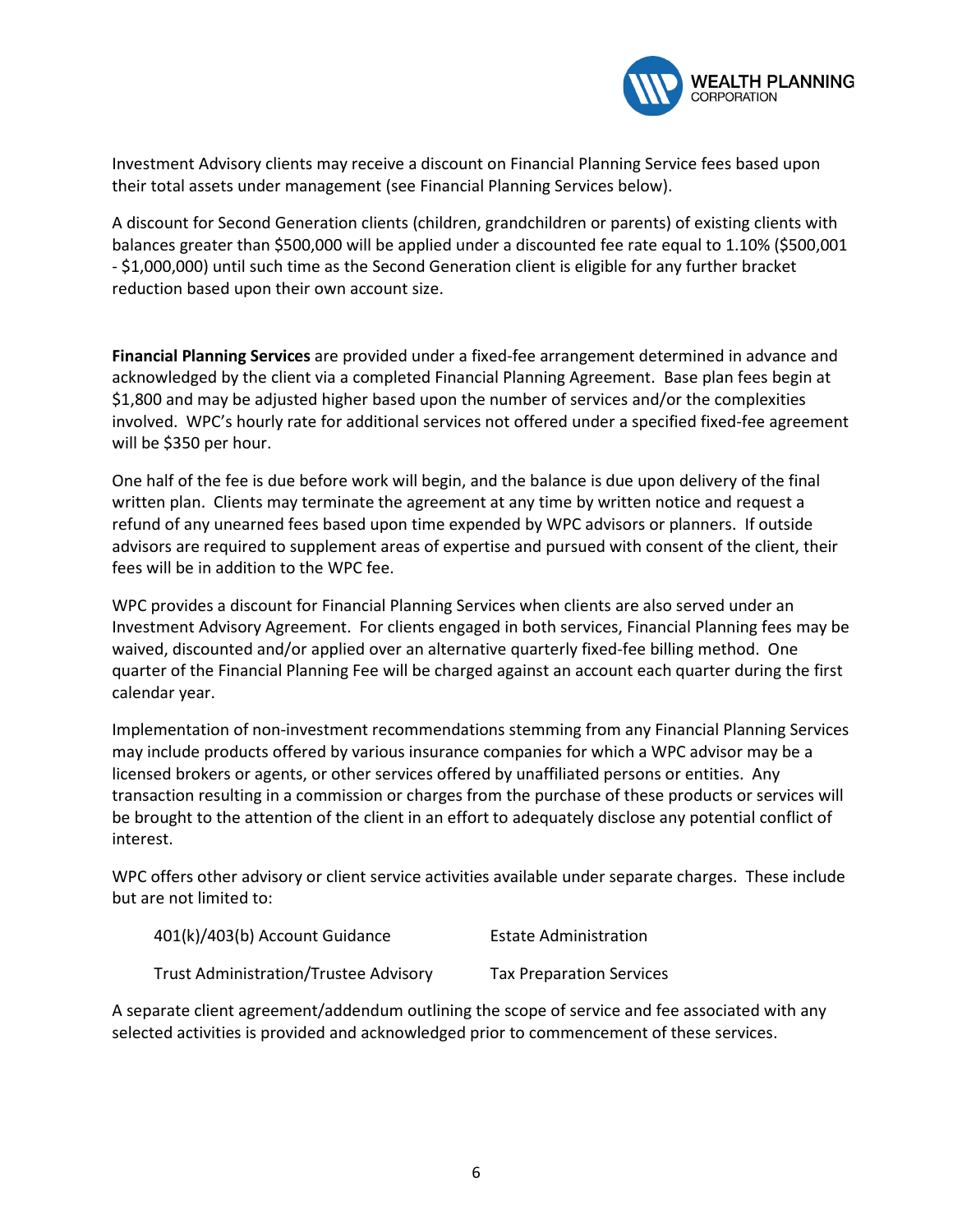Investment Advisory clients may receive a discount on Financial Planning Service fees based upon their total assets under management (see Financial Planning Services below).

A discount for Second Generation clients (children, grandchildren or parents) of existing clients with balances greater than $500,000 will be applied under a discounted fee rate equal to 1.10% ($500,001 - $1,000,000) until such time as the Second Generation client is eligible for any further bracket reduction based upon their own account size.

**Financial Planning Services** are provided under a fixed-fee arrangement determined in advance and acknowledged by the client via a completed Financial Planning Agreement. Base plan fees begin at $1,800 and may be adjusted higher based upon the number of services and/or the complexities involved. WPC's hourly rate for additional services not offered under a specified fixed-fee agreement will be $350 per hour.

One half of the fee is due before work will begin, and the balance is due upon delivery of the final written plan. Clients may terminate the agreement at any time by written notice and request a refund of any unearned fees based upon time expended by WPC advisors or planners. If outside advisors are required to supplement areas of expertise and pursued with consent of the client, their fees will be in addition to the WPC fee.

WPC provides a discount for Financial Planning Services when clients are also served under an Investment Advisory Agreement. For clients engaged in both services, Financial Planning fees may be waived, discounted and/or applied over an alternative quarterly fixed-fee billing method. One quarter of the Financial Planning Fee will be charged against an account each quarter during the first calendar year.

Implementation of non-investment recommendations stemming from any Financial Planning Services may include products offered by various insurance companies for which a WPC advisor may be a licensed brokers or agents, or other services offered by unaffiliated persons or entities. Any transaction resulting in a commission or charges from the purchase of these products or services will be brought to the attention of the client in an effort to adequately disclose any potential conflict of interest.

WPC offers other advisory or client service activities available under separate charges. These include but are not limited to:

- 401(k)/403(b) Account Guidance
- Estate Administration
- Trust Administration/Trustee Advisory
- Tax Preparation Services

A separate client agreement/addendum outlining the scope of service and fee associated with any selected activities is provided and acknowledged prior to commencement of these services.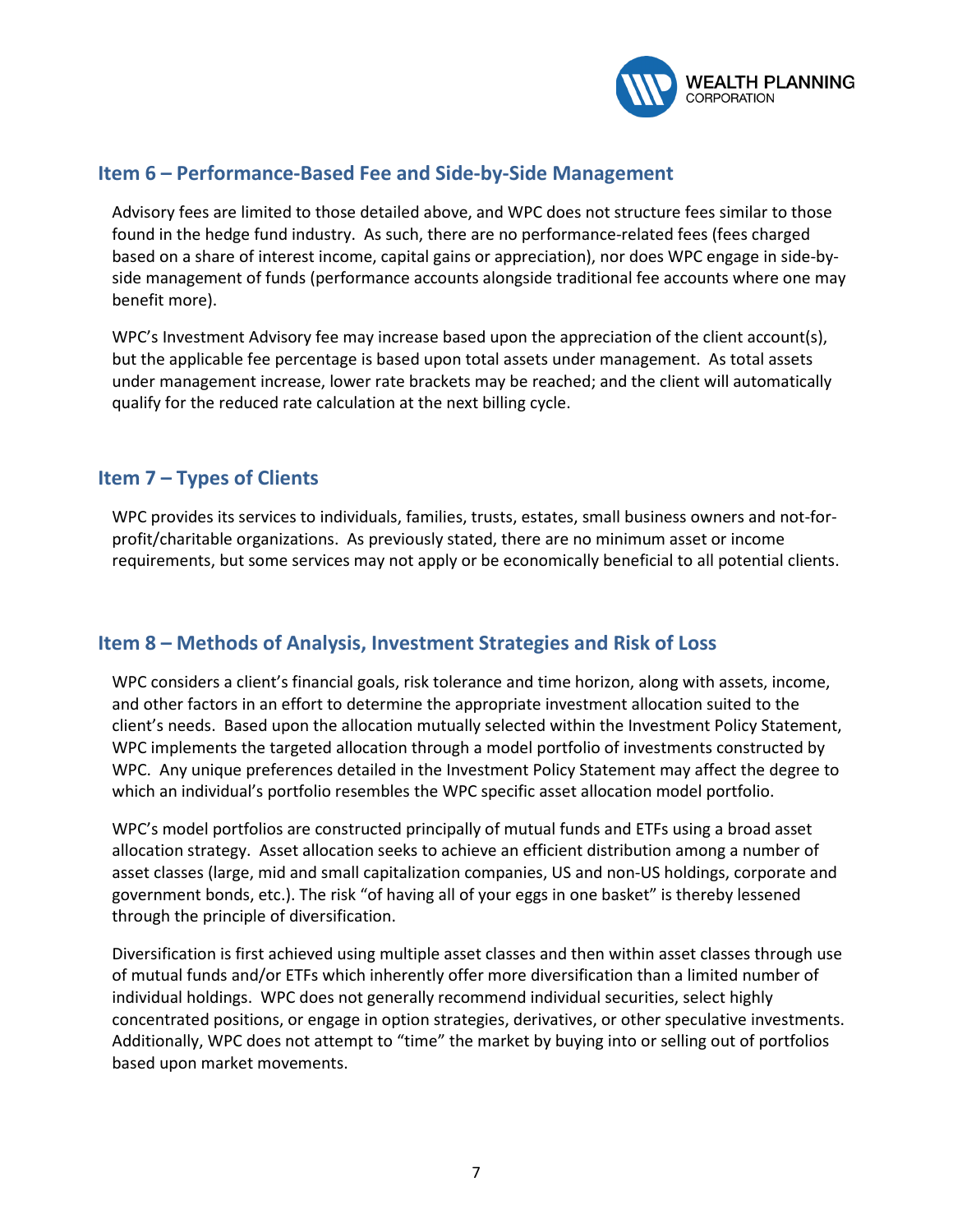## Item 6 – Performance-Based Fee and Side-by-Side Management

Advisory fees are limited to those detailed above, and WPC does not structure fees similar to those found in the hedge fund industry. As such, there are no performance-related fees (fees charged based on a share of interest income, capital gains or appreciation), nor does WPC engage in side-by-side management of funds (performance accounts alongside traditional fee accounts where one may benefit more).

WPC's Investment Advisory fee may increase based upon the appreciation of the client account(s), but the applicable fee percentage is based upon total assets under management. As total assets under management increase, lower rate brackets may be reached; and the client will automatically qualify for the reduced rate calculation at the next billing cycle.

## Item 7 – Types of Clients

WPC provides its services to individuals, families, trusts, estates, small business owners and not-for-profit/charitable organizations. As previously stated, there are no minimum asset or income requirements, but some services may not apply or be economically beneficial to all potential clients.

## Item 8 – Methods of Analysis, Investment Strategies and Risk of Loss

WPC considers a client's financial goals, risk tolerance and time horizon, along with assets, income, and other factors in an effort to determine the appropriate investment allocation suited to the client's needs. Based upon the allocation mutually selected within the Investment Policy Statement, WPC implements the targeted allocation through a model portfolio of investments constructed by WPC. Any unique preferences detailed in the Investment Policy Statement may affect the degree to which an individual's portfolio resembles the WPC specific asset allocation model portfolio.

WPC's model portfolios are constructed principally of mutual funds and ETFs using a broad asset allocation strategy. Asset allocation seeks to achieve an efficient distribution among a number of asset classes (large, mid and small capitalization companies, US and non-US holdings, corporate and government bonds, etc.). The risk "of having all of your eggs in one basket" is thereby lessened through the principle of diversification.

Diversification is first achieved using multiple asset classes and then within asset classes through use of mutual funds and/or ETFs which inherently offer more diversification than a limited number of individual holdings. WPC does not generally recommend individual securities, select highly concentrated positions, or engage in option strategies, derivatives, or other speculative investments. Additionally, WPC does not attempt to "time" the market by buying into or selling out of portfolios based upon market movements.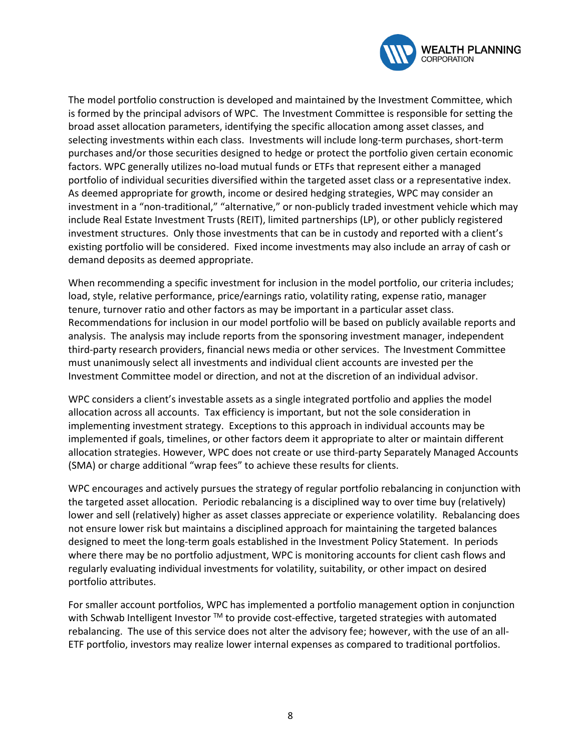The model portfolio construction is developed and maintained by the Investment Committee, which is formed by the principal advisors of WPC. The Investment Committee is responsible for setting the broad asset allocation parameters, identifying the specific allocation among asset classes, and selecting investments within each class. Investments will include long-term purchases, short-term purchases and/or those securities designed to hedge or protect the portfolio given certain economic factors. WPC generally utilizes no-load mutual funds or ETFs that represent either a managed portfolio of individual securities diversified within the targeted asset class or a representative index. As deemed appropriate for growth, income or desired hedging strategies, WPC may consider an investment in a "non-traditional," "alternative," or non-publicly traded investment vehicle which may include Real Estate Investment Trusts (REIT), limited partnerships (LP), or other publicly registered investment structures. Only those investments that can be in custody and reported with a client's existing portfolio will be considered. Fixed income investments may also include an array of cash or demand deposits as deemed appropriate.

When recommending a specific investment for inclusion in the model portfolio, our criteria includes; load, style, relative performance, price/earnings ratio, volatility rating, expense ratio, manager tenure, turnover ratio and other factors as may be important in a particular asset class. Recommendations for inclusion in our model portfolio will be based on publicly available reports and analysis. The analysis may include reports from the sponsoring investment manager, independent third-party research providers, financial news media or other services. The Investment Committee must unanimously select all investments and individual client accounts are invested per the Investment Committee model or direction, and not at the discretion of an individual advisor.

WPC considers a client's investable assets as a single integrated portfolio and applies the model allocation across all accounts. Tax efficiency is important, but not the sole consideration in implementing investment strategy. Exceptions to this approach in individual accounts may be implemented if goals, timelines, or other factors deem it appropriate to alter or maintain different allocation strategies. However, WPC does not create or use third-party Separately Managed Accounts (SMA) or charge additional "wrap fees" to achieve these results for clients.

WPC encourages and actively pursues the strategy of regular portfolio rebalancing in conjunction with the targeted asset allocation. Periodic rebalancing is a disciplined way to over time buy (relatively) lower and sell (relatively) higher as asset classes appreciate or experience volatility. Rebalancing does not ensure lower risk but maintains a disciplined approach for maintaining the targeted balances designed to meet the long-term goals established in the Investment Policy Statement. In periods where there may be no portfolio adjustment, WPC is monitoring accounts for client cash flows and regularly evaluating individual investments for volatility, suitability, or other impact on desired portfolio attributes.

For smaller account portfolios, WPC has implemented a portfolio management option in conjunction with Schwab Intelligent Investor ™ to provide cost-effective, targeted strategies with automated rebalancing. The use of this service does not alter the advisory fee; however, with the use of an all-ETF portfolio, investors may realize lower internal expenses as compared to traditional portfolios.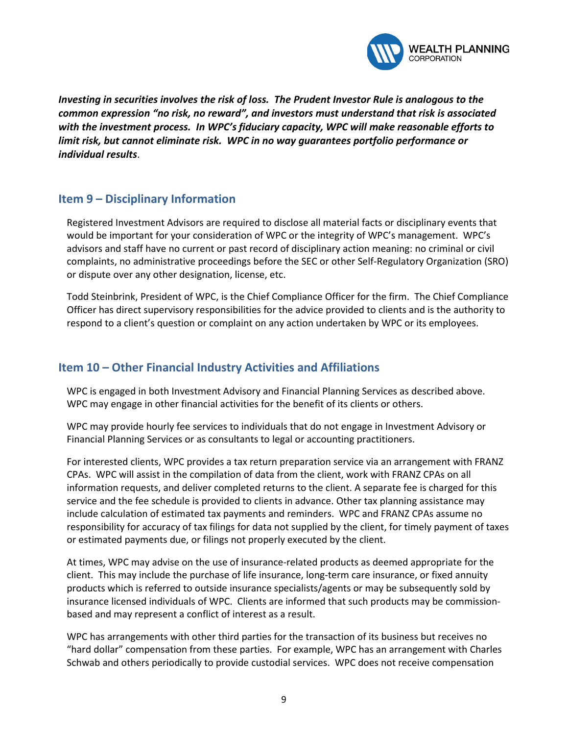***Investing in securities involves the risk of loss. The Prudent Investor Rule is analogous to the common expression "no risk, no reward", and investors must understand that risk is associated with the investment process. In WPC's fiduciary capacity, WPC will make reasonable efforts to limit risk, but cannot eliminate risk. WPC in no way guarantees portfolio performance or individual results***.

## Item 9 – Disciplinary Information

Registered Investment Advisors are required to disclose all material facts or disciplinary events that would be important for your consideration of WPC or the integrity of WPC's management. WPC's advisors and staff have no current or past record of disciplinary action meaning: no criminal or civil complaints, no administrative proceedings before the SEC or other Self-Regulatory Organization (SRO) or dispute over any other designation, license, etc.

Todd Steinbrink, President of WPC, is the Chief Compliance Officer for the firm. The Chief Compliance Officer has direct supervisory responsibilities for the advice provided to clients and is the authority to respond to a client's question or complaint on any action undertaken by WPC or its employees.

## Item 10 – Other Financial Industry Activities and Affiliations

WPC is engaged in both Investment Advisory and Financial Planning Services as described above. WPC may engage in other financial activities for the benefit of its clients or others.

WPC may provide hourly fee services to individuals that do not engage in Investment Advisory or Financial Planning Services or as consultants to legal or accounting practitioners.

For interested clients, WPC provides a tax return preparation service via an arrangement with FRANZ CPAs. WPC will assist in the compilation of data from the client, work with FRANZ CPAs on all information requests, and deliver completed returns to the client. A separate fee is charged for this service and the fee schedule is provided to clients in advance. Other tax planning assistance may include calculation of estimated tax payments and reminders. WPC and FRANZ CPAs assume no responsibility for accuracy of tax filings for data not supplied by the client, for timely payment of taxes or estimated payments due, or filings not properly executed by the client.

At times, WPC may advise on the use of insurance-related products as deemed appropriate for the client. This may include the purchase of life insurance, long-term care insurance, or fixed annuity products which is referred to outside insurance specialists/agents or may be subsequently sold by insurance licensed individuals of WPC. Clients are informed that such products may be commission-based and may represent a conflict of interest as a result.

WPC has arrangements with other third parties for the transaction of its business but receives no "hard dollar" compensation from these parties. For example, WPC has an arrangement with Charles Schwab and others periodically to provide custodial services. WPC does not receive compensation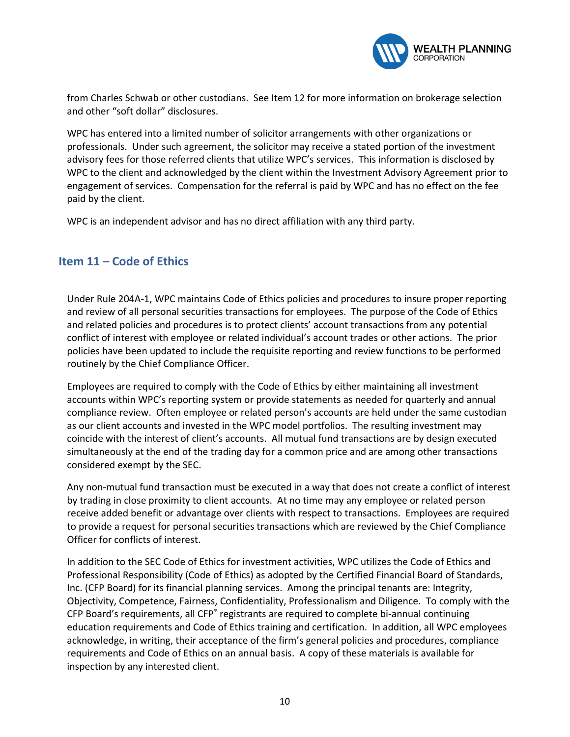from Charles Schwab or other custodians. See Item 12 for more information on brokerage selection and other "soft dollar" disclosures.

WPC has entered into a limited number of solicitor arrangements with other organizations or professionals. Under such agreement, the solicitor may receive a stated portion of the investment advisory fees for those referred clients that utilize WPC's services. This information is disclosed by WPC to the client and acknowledged by the client within the Investment Advisory Agreement prior to engagement of services. Compensation for the referral is paid by WPC and has no effect on the fee paid by the client.

WPC is an independent advisor and has no direct affiliation with any third party.

## Item 11 – Code of Ethics

Under Rule 204A-1, WPC maintains Code of Ethics policies and procedures to insure proper reporting and review of all personal securities transactions for employees. The purpose of the Code of Ethics and related policies and procedures is to protect clients' account transactions from any potential conflict of interest with employee or related individual's account trades or other actions. The prior policies have been updated to include the requisite reporting and review functions to be performed routinely by the Chief Compliance Officer.

Employees are required to comply with the Code of Ethics by either maintaining all investment accounts within WPC's reporting system or provide statements as needed for quarterly and annual compliance review. Often employee or related person's accounts are held under the same custodian as our client accounts and invested in the WPC model portfolios. The resulting investment may coincide with the interest of client's accounts. All mutual fund transactions are by design executed simultaneously at the end of the trading day for a common price and are among other transactions considered exempt by the SEC.

Any non-mutual fund transaction must be executed in a way that does not create a conflict of interest by trading in close proximity to client accounts. At no time may any employee or related person receive added benefit or advantage over clients with respect to transactions. Employees are required to provide a request for personal securities transactions which are reviewed by the Chief Compliance Officer for conflicts of interest.

In addition to the SEC Code of Ethics for investment activities, WPC utilizes the Code of Ethics and Professional Responsibility (Code of Ethics) as adopted by the Certified Financial Board of Standards, Inc. (CFP Board) for its financial planning services. Among the principal tenants are: Integrity, Objectivity, Competence, Fairness, Confidentiality, Professionalism and Diligence. To comply with the CFP Board's requirements, all CFP® registrants are required to complete bi-annual continuing education requirements and Code of Ethics training and certification. In addition, all WPC employees acknowledge, in writing, their acceptance of the firm's general policies and procedures, compliance requirements and Code of Ethics on an annual basis. A copy of these materials is available for inspection by any interested client.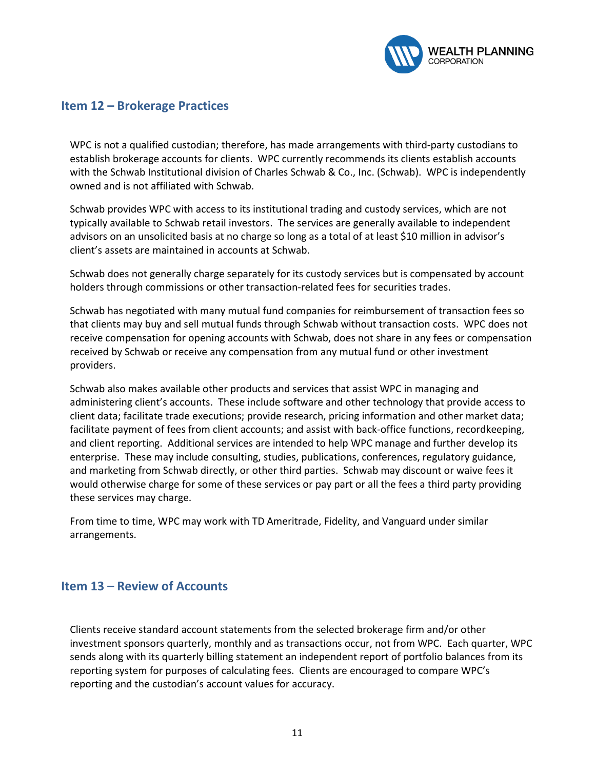## Item 12 – Brokerage Practices

WPC is not a qualified custodian; therefore, has made arrangements with third-party custodians to establish brokerage accounts for clients. WPC currently recommends its clients establish accounts with the Schwab Institutional division of Charles Schwab & Co., Inc. (Schwab). WPC is independently owned and is not affiliated with Schwab.

Schwab provides WPC with access to its institutional trading and custody services, which are not typically available to Schwab retail investors. The services are generally available to independent advisors on an unsolicited basis at no charge so long as a total of at least $10 million in advisor's client's assets are maintained in accounts at Schwab.

Schwab does not generally charge separately for its custody services but is compensated by account holders through commissions or other transaction-related fees for securities trades.

Schwab has negotiated with many mutual fund companies for reimbursement of transaction fees so that clients may buy and sell mutual funds through Schwab without transaction costs. WPC does not receive compensation for opening accounts with Schwab, does not share in any fees or compensation received by Schwab or receive any compensation from any mutual fund or other investment providers.

Schwab also makes available other products and services that assist WPC in managing and administering client's accounts. These include software and other technology that provide access to client data; facilitate trade executions; provide research, pricing information and other market data; facilitate payment of fees from client accounts; and assist with back-office functions, recordkeeping, and client reporting. Additional services are intended to help WPC manage and further develop its enterprise. These may include consulting, studies, publications, conferences, regulatory guidance, and marketing from Schwab directly, or other third parties. Schwab may discount or waive fees it would otherwise charge for some of these services or pay part or all the fees a third party providing these services may charge.

From time to time, WPC may work with TD Ameritrade, Fidelity, and Vanguard under similar arrangements.

## Item 13 – Review of Accounts

Clients receive standard account statements from the selected brokerage firm and/or other investment sponsors quarterly, monthly and as transactions occur, not from WPC. Each quarter, WPC sends along with its quarterly billing statement an independent report of portfolio balances from its reporting system for purposes of calculating fees. Clients are encouraged to compare WPC's reporting and the custodian's account values for accuracy.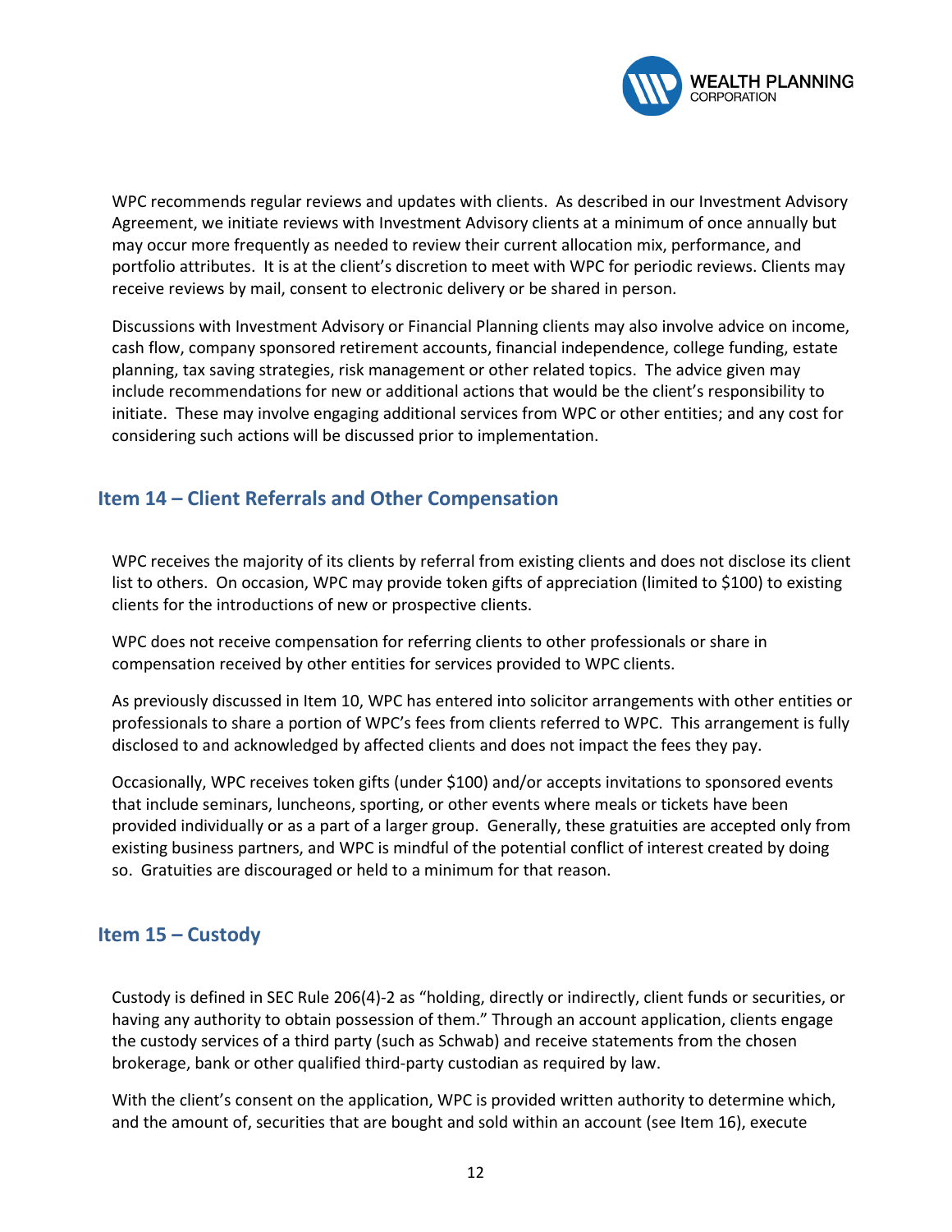WPC recommends regular reviews and updates with clients. As described in our Investment Advisory Agreement, we initiate reviews with Investment Advisory clients at a minimum of once annually but may occur more frequently as needed to review their current allocation mix, performance, and portfolio attributes. It is at the client's discretion to meet with WPC for periodic reviews. Clients may receive reviews by mail, consent to electronic delivery or be shared in person.

Discussions with Investment Advisory or Financial Planning clients may also involve advice on income, cash flow, company sponsored retirement accounts, financial independence, college funding, estate planning, tax saving strategies, risk management or other related topics. The advice given may include recommendations for new or additional actions that would be the client's responsibility to initiate. These may involve engaging additional services from WPC or other entities; and any cost for considering such actions will be discussed prior to implementation.

## Item 14 – Client Referrals and Other Compensation

WPC receives the majority of its clients by referral from existing clients and does not disclose its client list to others. On occasion, WPC may provide token gifts of appreciation (limited to $100) to existing clients for the introductions of new or prospective clients.

WPC does not receive compensation for referring clients to other professionals or share in compensation received by other entities for services provided to WPC clients.

As previously discussed in Item 10, WPC has entered into solicitor arrangements with other entities or professionals to share a portion of WPC's fees from clients referred to WPC. This arrangement is fully disclosed to and acknowledged by affected clients and does not impact the fees they pay.

Occasionally, WPC receives token gifts (under $100) and/or accepts invitations to sponsored events that include seminars, luncheons, sporting, or other events where meals or tickets have been provided individually or as a part of a larger group. Generally, these gratuities are accepted only from existing business partners, and WPC is mindful of the potential conflict of interest created by doing so. Gratuities are discouraged or held to a minimum for that reason.

## Item 15 – Custody

Custody is defined in SEC Rule 206(4)-2 as "holding, directly or indirectly, client funds or securities, or having any authority to obtain possession of them." Through an account application, clients engage the custody services of a third party (such as Schwab) and receive statements from the chosen brokerage, bank or other qualified third-party custodian as required by law.

With the client's consent on the application, WPC is provided written authority to determine which, and the amount of, securities that are bought and sold within an account (see Item 16), execute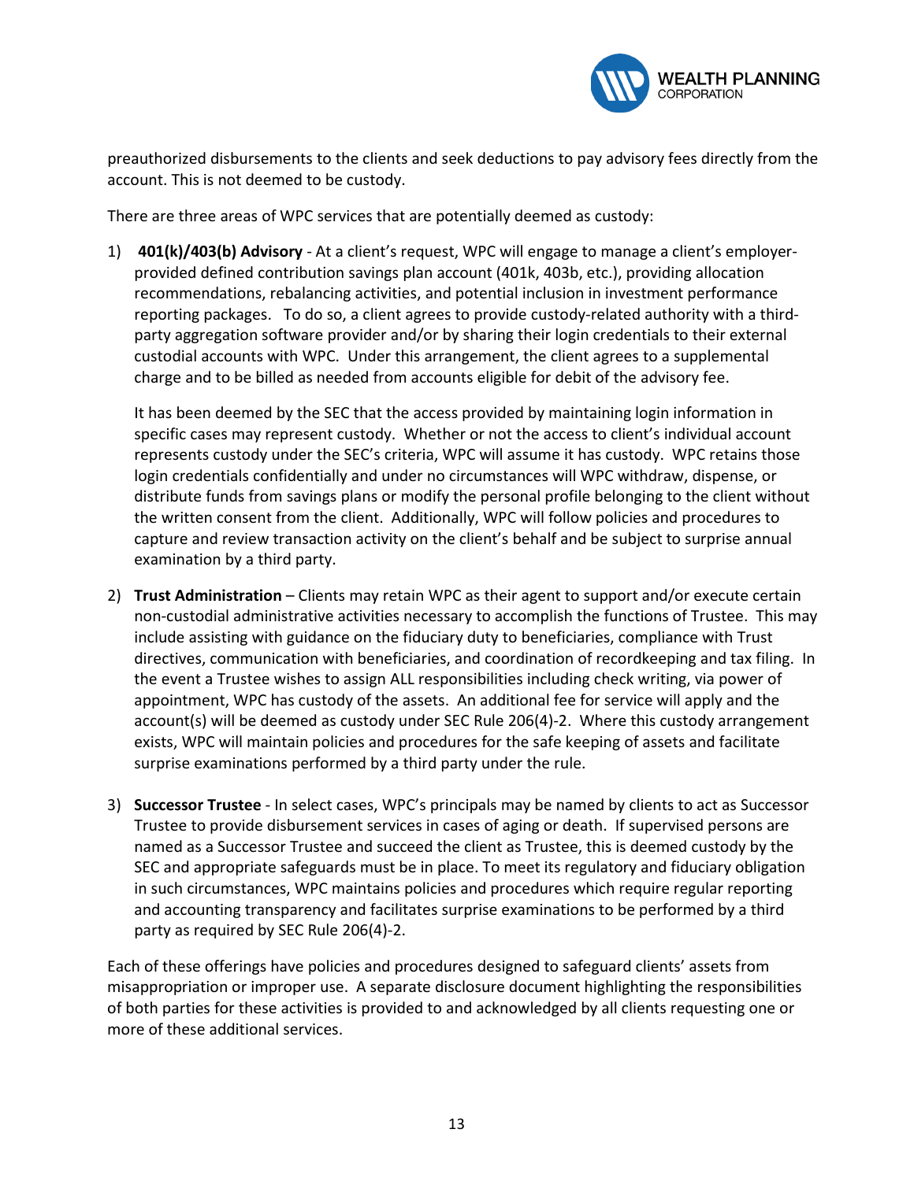preauthorized disbursements to the clients and seek deductions to pay advisory fees directly from the account. This is not deemed to be custody.

There are three areas of WPC services that are potentially deemed as custody:

1) **401(k)/403(b) Advisory** - At a client's request, WPC will engage to manage a client's employer-provided defined contribution savings plan account (401k, 403b, etc.), providing allocation recommendations, rebalancing activities, and potential inclusion in investment performance reporting packages. To do so, a client agrees to provide custody-related authority with a third-party aggregation software provider and/or by sharing their login credentials to their external custodial accounts with WPC. Under this arrangement, the client agrees to a supplemental charge and to be billed as needed from accounts eligible for debit of the advisory fee.

   It has been deemed by the SEC that the access provided by maintaining login information in specific cases may represent custody. Whether or not the access to client's individual account represents custody under the SEC's criteria, WPC will assume it has custody. WPC retains those login credentials confidentially and under no circumstances will WPC withdraw, dispense, or distribute funds from savings plans or modify the personal profile belonging to the client without the written consent from the client. Additionally, WPC will follow policies and procedures to capture and review transaction activity on the client's behalf and be subject to surprise annual examination by a third party.

2) **Trust Administration** – Clients may retain WPC as their agent to support and/or execute certain non-custodial administrative activities necessary to accomplish the functions of Trustee. This may include assisting with guidance on the fiduciary duty to beneficiaries, compliance with Trust directives, communication with beneficiaries, and coordination of recordkeeping and tax filing. In the event a Trustee wishes to assign ALL responsibilities including check writing, via power of appointment, WPC has custody of the assets. An additional fee for service will apply and the account(s) will be deemed as custody under SEC Rule 206(4)-2. Where this custody arrangement exists, WPC will maintain policies and procedures for the safe keeping of assets and facilitate surprise examinations performed by a third party under the rule.

3) **Successor Trustee** - In select cases, WPC's principals may be named by clients to act as Successor Trustee to provide disbursement services in cases of aging or death. If supervised persons are named as a Successor Trustee and succeed the client as Trustee, this is deemed custody by the SEC and appropriate safeguards must be in place. To meet its regulatory and fiduciary obligation in such circumstances, WPC maintains policies and procedures which require regular reporting and accounting transparency and facilitates surprise examinations to be performed by a third party as required by SEC Rule 206(4)-2.

Each of these offerings have policies and procedures designed to safeguard clients' assets from misappropriation or improper use. A separate disclosure document highlighting the responsibilities of both parties for these activities is provided to and acknowledged by all clients requesting one or more of these additional services.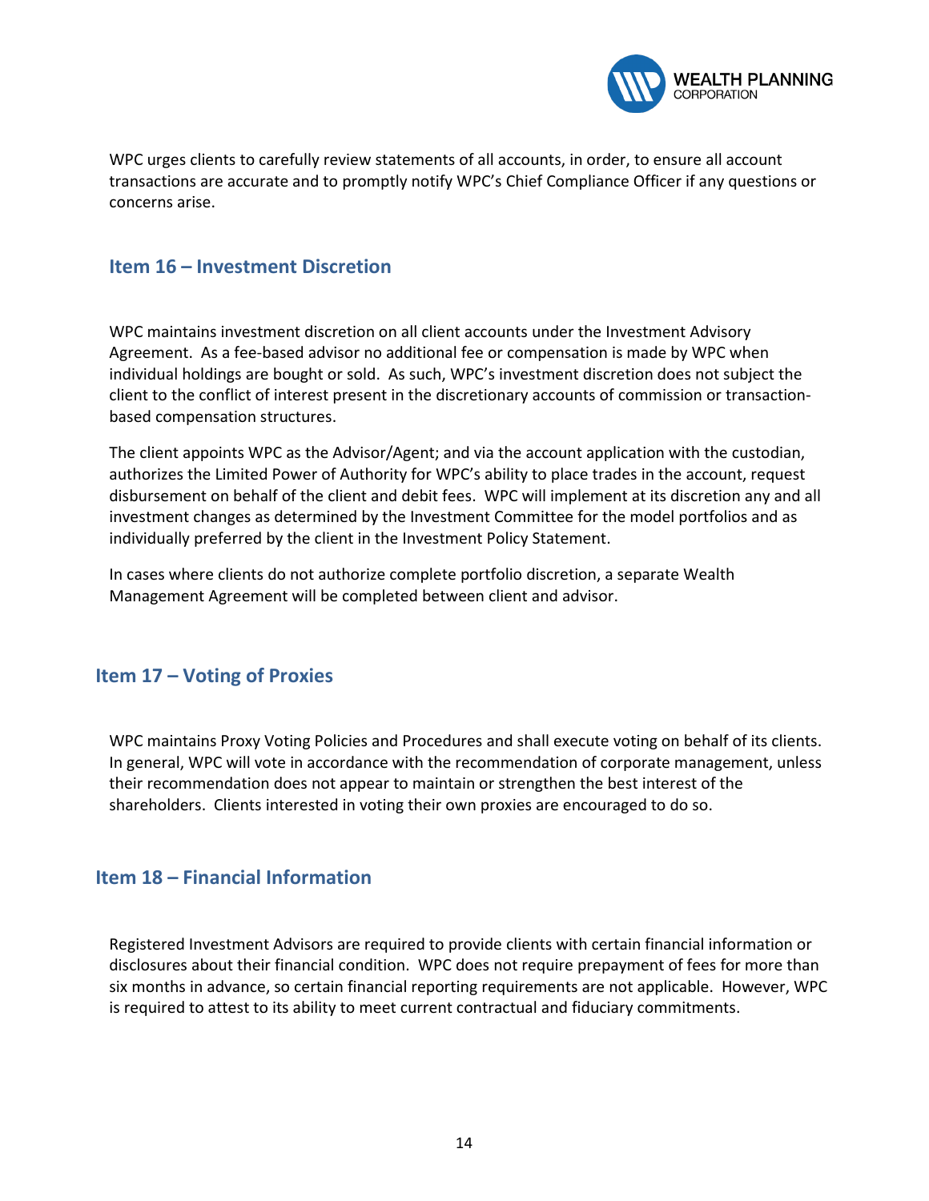WPC urges clients to carefully review statements of all accounts, in order, to ensure all account transactions are accurate and to promptly notify WPC's Chief Compliance Officer if any questions or concerns arise.

## Item 16 – Investment Discretion

WPC maintains investment discretion on all client accounts under the Investment Advisory Agreement. As a fee-based advisor no additional fee or compensation is made by WPC when individual holdings are bought or sold. As such, WPC's investment discretion does not subject the client to the conflict of interest present in the discretionary accounts of commission or transaction-based compensation structures.

The client appoints WPC as the Advisor/Agent; and via the account application with the custodian, authorizes the Limited Power of Authority for WPC's ability to place trades in the account, request disbursement on behalf of the client and debit fees. WPC will implement at its discretion any and all investment changes as determined by the Investment Committee for the model portfolios and as individually preferred by the client in the Investment Policy Statement.

In cases where clients do not authorize complete portfolio discretion, a separate Wealth Management Agreement will be completed between client and advisor.

## Item 17 – Voting of Proxies

WPC maintains Proxy Voting Policies and Procedures and shall execute voting on behalf of its clients. In general, WPC will vote in accordance with the recommendation of corporate management, unless their recommendation does not appear to maintain or strengthen the best interest of the shareholders. Clients interested in voting their own proxies are encouraged to do so.

## Item 18 – Financial Information

Registered Investment Advisors are required to provide clients with certain financial information or disclosures about their financial condition. WPC does not require prepayment of fees for more than six months in advance, so certain financial reporting requirements are not applicable. However, WPC is required to attest to its ability to meet current contractual and fiduciary commitments.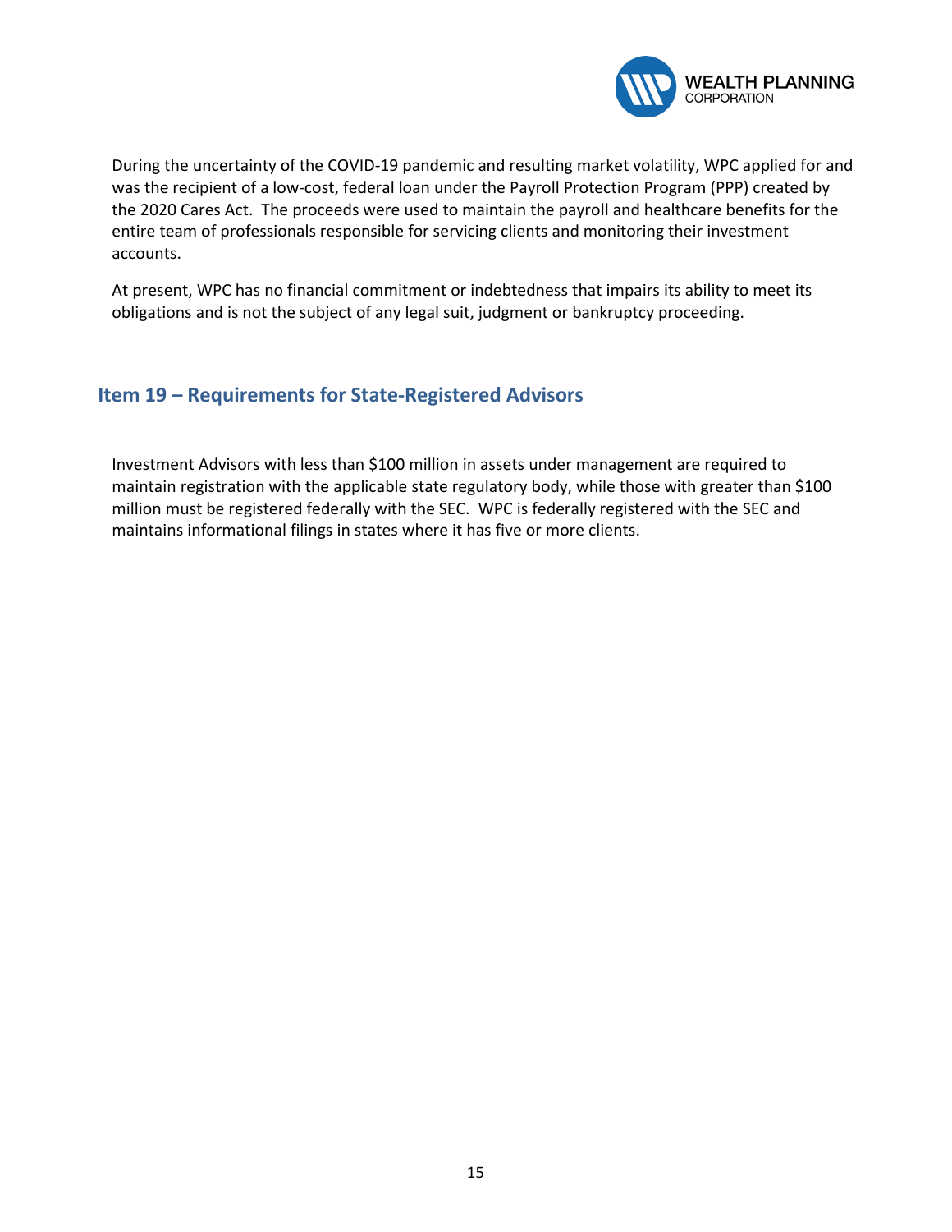During the uncertainty of the COVID-19 pandemic and resulting market volatility, WPC applied for and was the recipient of a low-cost, federal loan under the Payroll Protection Program (PPP) created by the 2020 Cares Act. The proceeds were used to maintain the payroll and healthcare benefits for the entire team of professionals responsible for servicing clients and monitoring their investment accounts.

At present, WPC has no financial commitment or indebtedness that impairs its ability to meet its obligations and is not the subject of any legal suit, judgment or bankruptcy proceeding.

## Item 19 – Requirements for State-Registered Advisors

Investment Advisors with less than $100 million in assets under management are required to maintain registration with the applicable state regulatory body, while those with greater than $100 million must be registered federally with the SEC. WPC is federally registered with the SEC and maintains informational filings in states where it has five or more clients.